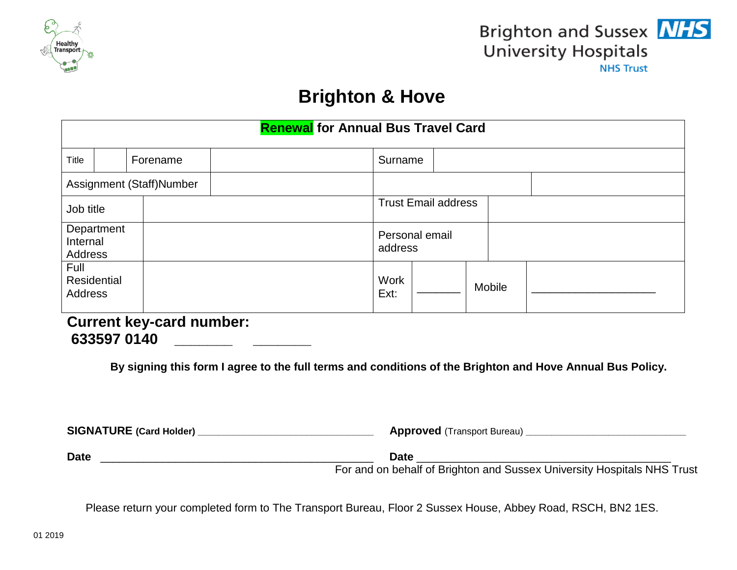Brighton and Sussex University Hospitals NHS Trust

# Brighton & Hove

| **Renewal for Annual Bus Travel Card** | | | | | | | |
|---|---|---|---|---|---|---|---|
| Title | | Forename | | Surname | | | |
| Assignment (Staff)Number | | | | | | | |
| Job title | | | | Trust Email address | | | |
| Department Internal Address | | | | Personal email address | | | |
| Full Residential Address | | | | Work Ext: | _______ | Mobile | ___________________ |

**Current key-card number:**
**633597 0140** _______ _______

**By signing this form I agree to the full terms and conditions of the Brighton and Hove Annual Bus Policy.**

**SIGNATURE (Card Holder)** ________________________________ **Approved** (Transport Bureau) ______________________________

**Date** ______________________________________________ **Date** ________________________________________
For and on behalf of Brighton and Sussex University Hospitals NHS Trust

Please return your completed form to The Transport Bureau, Floor 2 Sussex House, Abbey Road, RSCH, BN2 1ES.

01 2019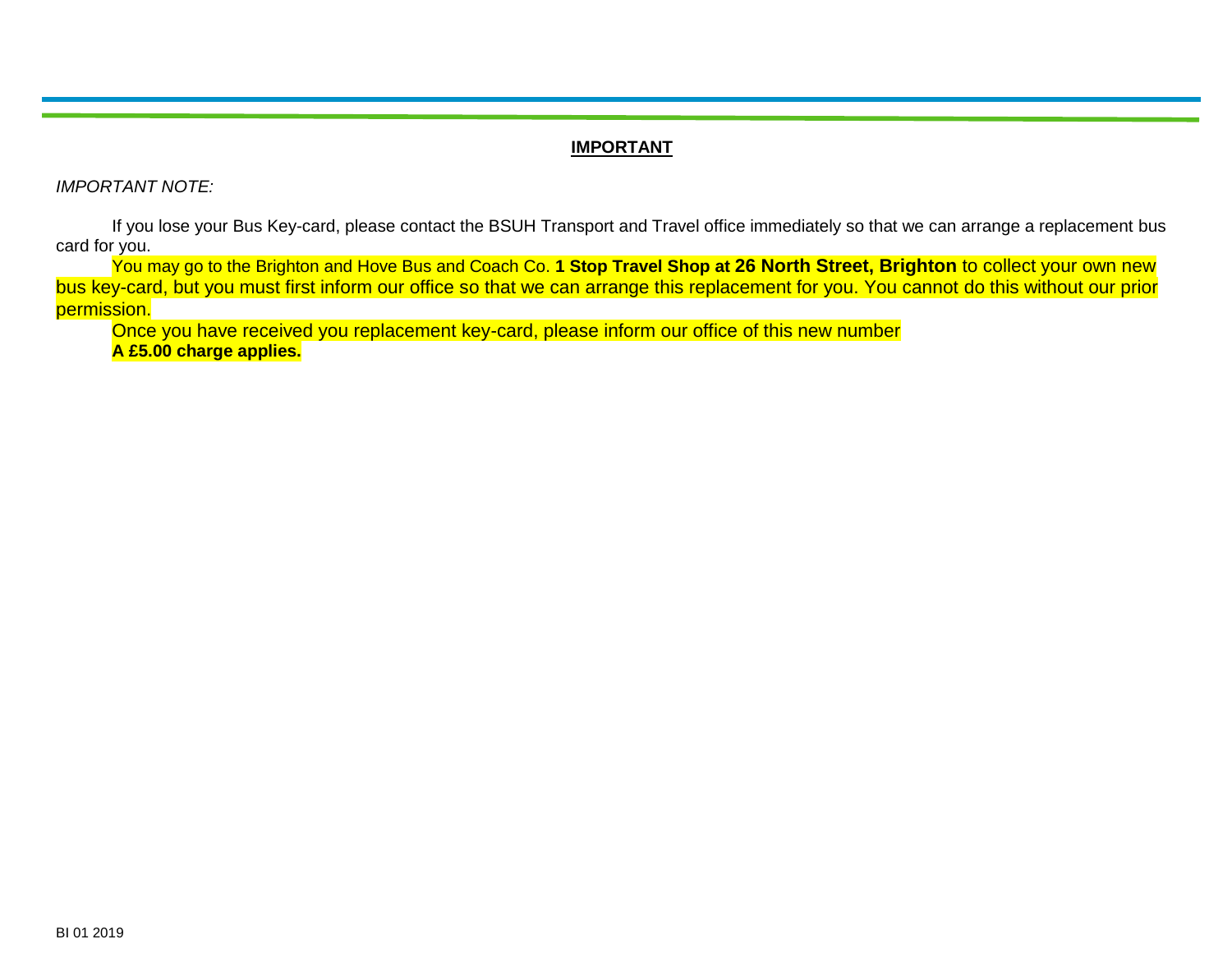## IMPORTANT

*IMPORTANT NOTE:*

If you lose your Bus Key-card, please contact the BSUH Transport and Travel office immediately so that we can arrange a replacement bus card for you.

You may go to the Brighton and Hove Bus and Coach Co. **1 Stop Travel Shop at 26 North Street, Brighton** to collect your own new bus key-card, but you must first inform our office so that we can arrange this replacement for you. You cannot do this without our prior permission.

Once you have received you replacement key-card, please inform our office of this new number

**A £5.00 charge applies.**

BI 01 2019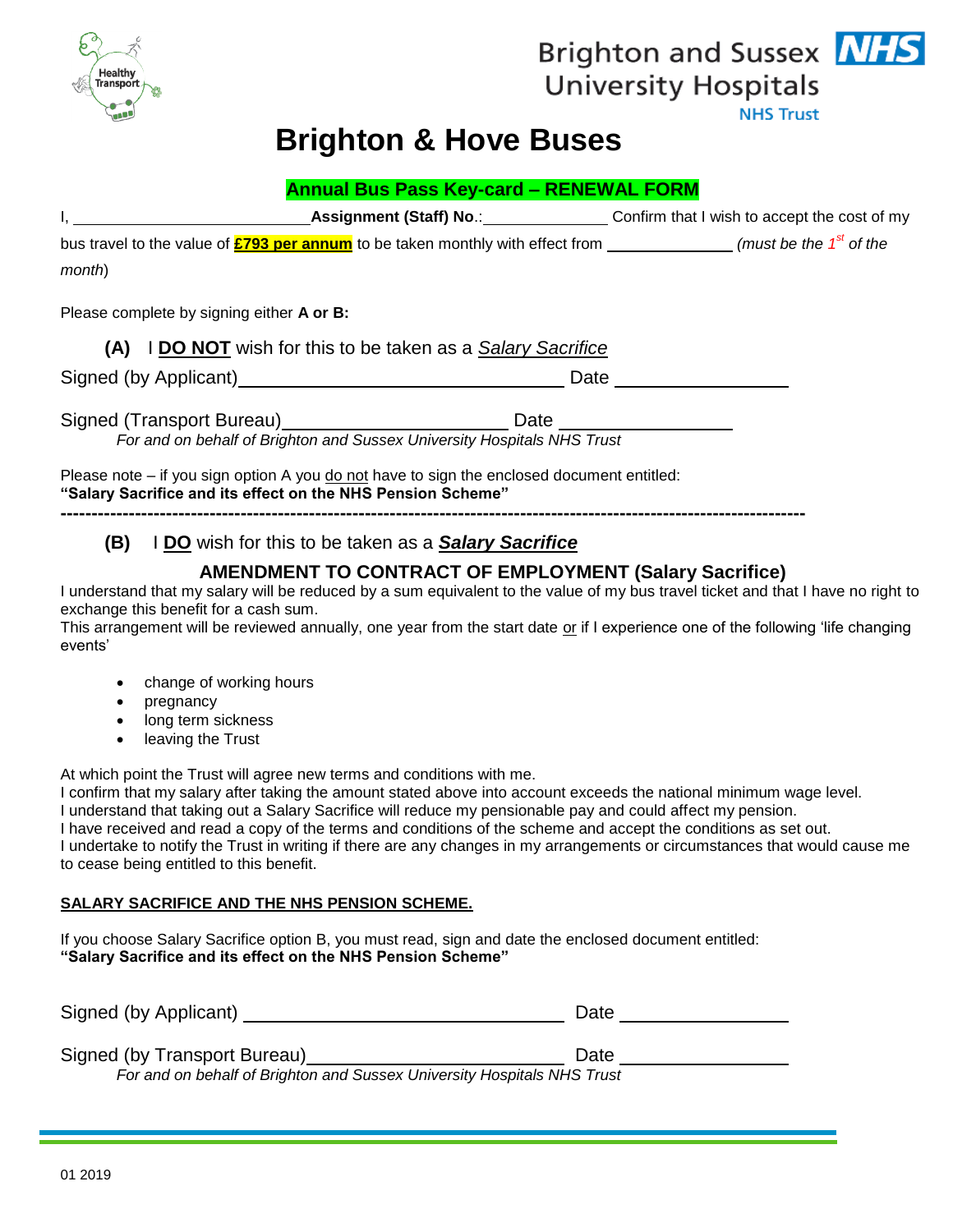Brighton and Sussex University Hospitals NHS Trust

# Brighton & Hove Buses

## Annual Bus Pass Key-card – RENEWAL FORM

I, ____________________________ **Assignment (Staff) No**.: _______________ Confirm that I wish to accept the cost of my bus travel to the value of **£793 per annum** to be taken monthly with effect from _______________ *(must be the 1st of the month)*

Please complete by signing either **A or B:**

**(A)** I **DO NOT** wish for this to be taken as a *Salary Sacrifice*

Signed (by Applicant) ____________________________________ Date ____________________

Signed (Transport Bureau) ___________________________ Date ____________________

*For and on behalf of Brighton and Sussex University Hospitals NHS Trust*

Please note – if you sign option A you do not have to sign the enclosed document entitled: **"Salary Sacrifice and its effect on the NHS Pension Scheme"**

---

**(B)** I **DO** wish for this to be taken as a ***Salary Sacrifice***

### AMENDMENT TO CONTRACT OF EMPLOYMENT (Salary Sacrifice)

I understand that my salary will be reduced by a sum equivalent to the value of my bus travel ticket and that I have no right to exchange this benefit for a cash sum.

This arrangement will be reviewed annually, one year from the start date or if I experience one of the following 'life changing events'

- change of working hours
- pregnancy
- long term sickness
- leaving the Trust

At which point the Trust will agree new terms and conditions with me.

I confirm that my salary after taking the amount stated above into account exceeds the national minimum wage level.

I understand that taking out a Salary Sacrifice will reduce my pensionable pay and could affect my pension.

I have received and read a copy of the terms and conditions of the scheme and accept the conditions as set out.

I undertake to notify the Trust in writing if there are any changes in my arrangements or circumstances that would cause me to cease being entitled to this benefit.

**SALARY SACRIFICE AND THE NHS PENSION SCHEME.**

If you choose Salary Sacrifice option B, you must read, sign and date the enclosed document entitled: **"Salary Sacrifice and its effect on the NHS Pension Scheme"**

Signed (by Applicant) ____________________________________ Date ____________________

Signed (by Transport Bureau) ____________________________ Date ____________________

*For and on behalf of Brighton and Sussex University Hospitals NHS Trust*

01 2019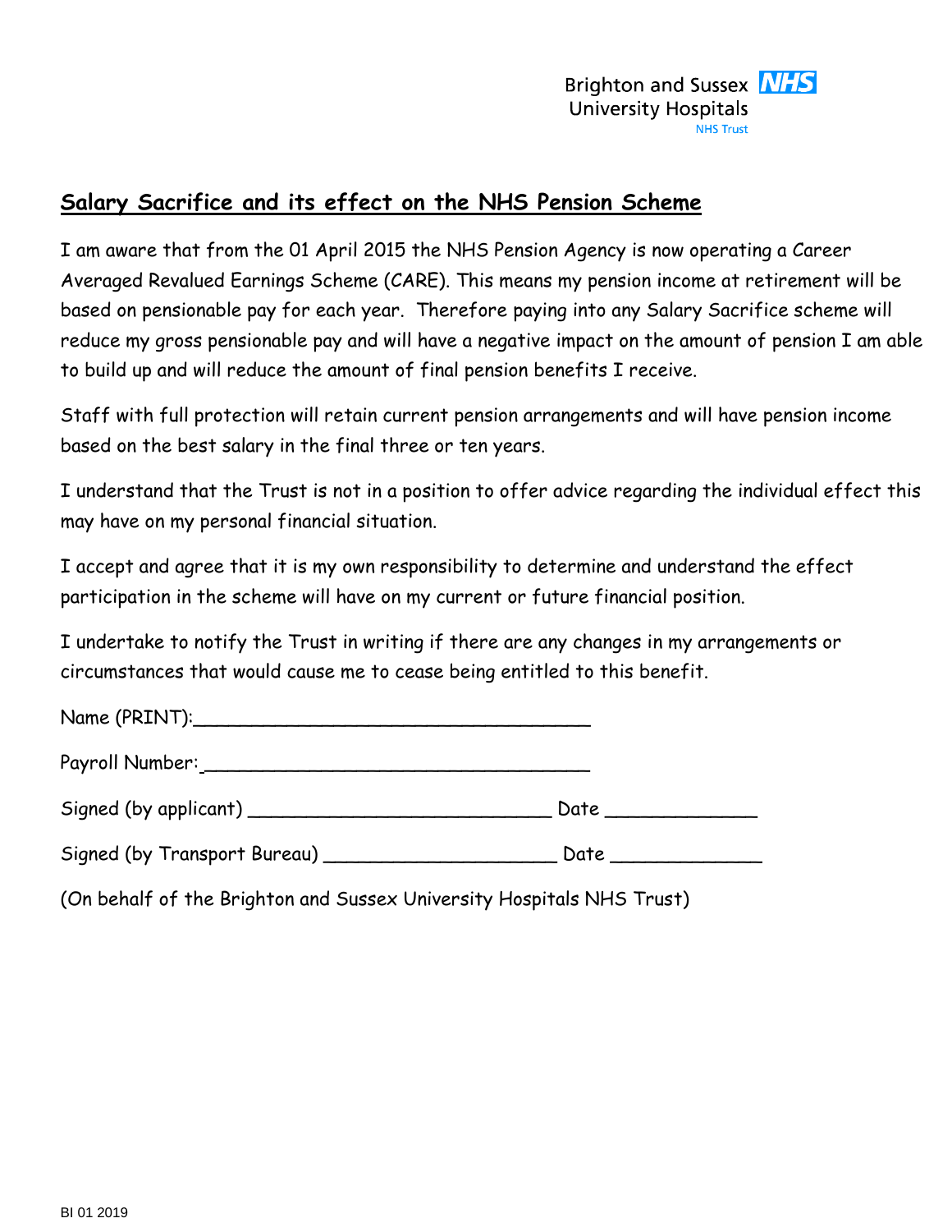Brighton and Sussex University Hospitals NHS Trust

## Salary Sacrifice and its effect on the NHS Pension Scheme

I am aware that from the 01 April 2015 the NHS Pension Agency is now operating a Career Averaged Revalued Earnings Scheme (CARE). This means my pension income at retirement will be based on pensionable pay for each year. Therefore paying into any Salary Sacrifice scheme will reduce my gross pensionable pay and will have a negative impact on the amount of pension I am able to build up and will reduce the amount of final pension benefits I receive.

Staff with full protection will retain current pension arrangements and will have pension income based on the best salary in the final three or ten years.

I understand that the Trust is not in a position to offer advice regarding the individual effect this may have on my personal financial situation.

I accept and agree that it is my own responsibility to determine and understand the effect participation in the scheme will have on my current or future financial position.

I undertake to notify the Trust in writing if there are any changes in my arrangements or circumstances that would cause me to cease being entitled to this benefit.

Name (PRINT):___________________________________

Payroll Number:___________________________________

Signed (by applicant) ___________________________ Date _____________

Signed (by Transport Bureau) _____________________ Date _____________

(On behalf of the Brighton and Sussex University Hospitals NHS Trust)

BI 01 2019